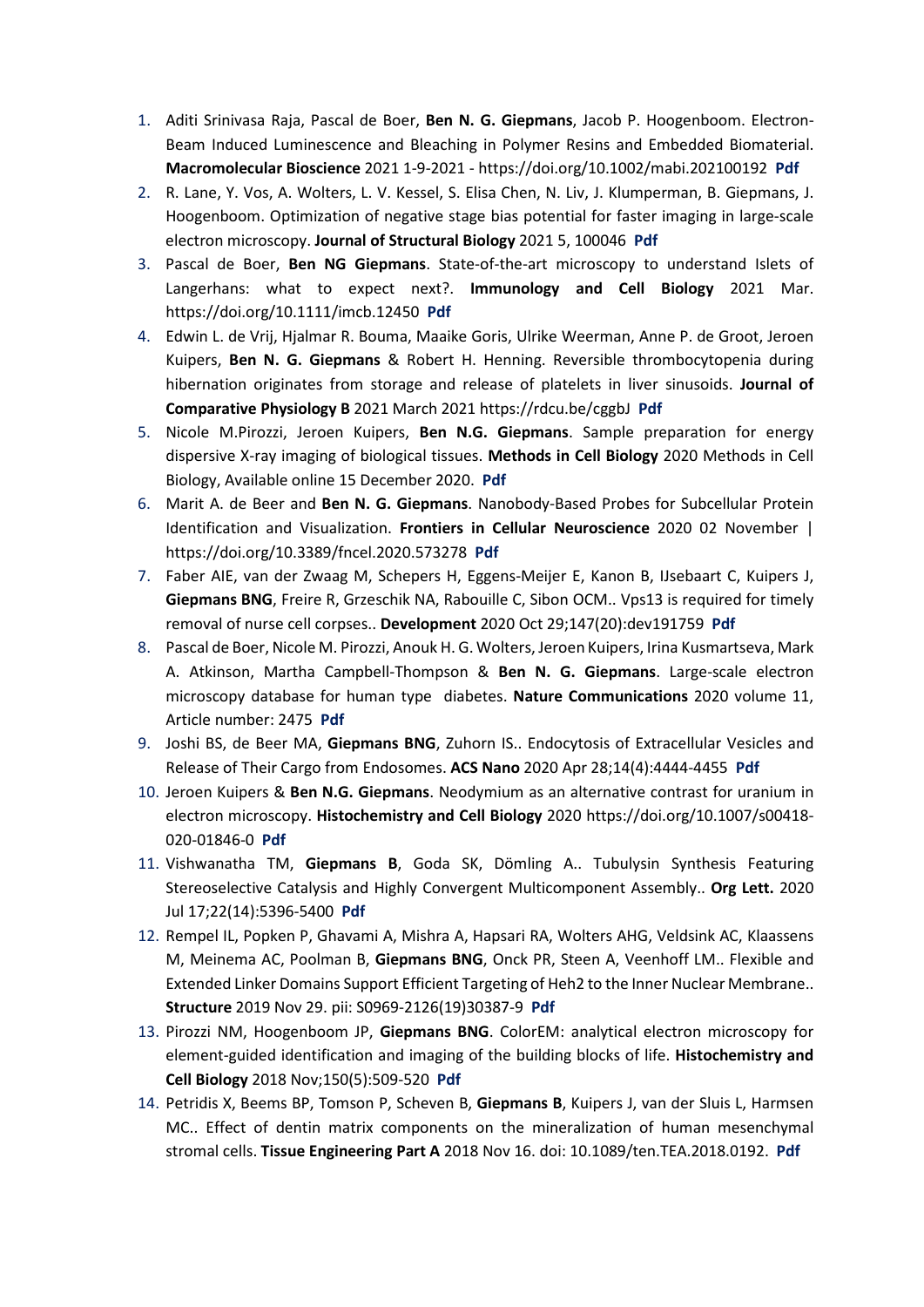1. Aditi Srinivasa Raja, Pascal de Boer, **Ben N. G. Giepmans**, Jacob P. Hoogenboom. Electron-Beam Induced Luminescence and Bleaching in Polymer Resins and Embedded Biomaterial. **Macromolecular Bioscience** 2021 1-9-2021 - https://doi.org/10.1002/mabi.202100192 **Pdf**
2. R. Lane, Y. Vos, A. Wolters, L. V. Kessel, S. Elisa Chen, N. Liv, J. Klumperman, B. Giepmans, J. Hoogenboom. Optimization of negative stage bias potential for faster imaging in large-scale electron microscopy. **Journal of Structural Biology** 2021 5, 100046 **Pdf**
3. Pascal de Boer, **Ben NG Giepmans**. State-of-the-art microscopy to understand Islets of Langerhans: what to expect next?. **Immunology and Cell Biology** 2021 Mar. https://doi.org/10.1111/imcb.12450 **Pdf**
4. Edwin L. de Vrij, Hjalmar R. Bouma, Maaike Goris, Ulrike Weerman, Anne P. de Groot, Jeroen Kuipers, **Ben N. G. Giepmans** & Robert H. Henning. Reversible thrombocytopenia during hibernation originates from storage and release of platelets in liver sinusoids. **Journal of Comparative Physiology B** 2021 March 2021 https://rdcu.be/cggbJ **Pdf**
5. Nicole M.Pirozzi, Jeroen Kuipers, **Ben N.G. Giepmans**. Sample preparation for energy dispersive X-ray imaging of biological tissues. **Methods in Cell Biology** 2020 Methods in Cell Biology, Available online 15 December 2020. **Pdf**
6. Marit A. de Beer and **Ben N. G. Giepmans**. Nanobody-Based Probes for Subcellular Protein Identification and Visualization. **Frontiers in Cellular Neuroscience** 2020 02 November | https://doi.org/10.3389/fncel.2020.573278 **Pdf**
7. Faber AIE, van der Zwaag M, Schepers H, Eggens-Meijer E, Kanon B, IJsebaart C, Kuipers J, **Giepmans BNG**, Freire R, Grzeschik NA, Rabouille C, Sibon OCM.. Vps13 is required for timely removal of nurse cell corpses.. **Development** 2020 Oct 29;147(20):dev191759 **Pdf**
8. Pascal de Boer, Nicole M. Pirozzi, Anouk H. G. Wolters, Jeroen Kuipers, Irina Kusmartseva, Mark A. Atkinson, Martha Campbell-Thompson & **Ben N. G. Giepmans**. Large-scale electron microscopy database for human type diabetes. **Nature Communications** 2020 volume 11, Article number: 2475 **Pdf**
9. Joshi BS, de Beer MA, **Giepmans BNG**, Zuhorn IS.. Endocytosis of Extracellular Vesicles and Release of Their Cargo from Endosomes. **ACS Nano** 2020 Apr 28;14(4):4444-4455 **Pdf**
10. Jeroen Kuipers & **Ben N.G. Giepmans**. Neodymium as an alternative contrast for uranium in electron microscopy. **Histochemistry and Cell Biology** 2020 https://doi.org/10.1007/s00418-020-01846-0 **Pdf**
11. Vishwanatha TM, **Giepmans B**, Goda SK, Dömling A.. Tubulysin Synthesis Featuring Stereoselective Catalysis and Highly Convergent Multicomponent Assembly.. **Org Lett.** 2020 Jul 17;22(14):5396-5400 **Pdf**
12. Rempel IL, Popken P, Ghavami A, Mishra A, Hapsari RA, Wolters AHG, Veldsink AC, Klaassens M, Meinema AC, Poolman B, **Giepmans BNG**, Onck PR, Steen A, Veenhoff LM.. Flexible and Extended Linker Domains Support Efficient Targeting of Heh2 to the Inner Nuclear Membrane.. **Structure** 2019 Nov 29. pii: S0969-2126(19)30387-9 **Pdf**
13. Pirozzi NM, Hoogenboom JP, **Giepmans BNG**. ColorEM: analytical electron microscopy for element-guided identification and imaging of the building blocks of life. **Histochemistry and Cell Biology** 2018 Nov;150(5):509-520 **Pdf**
14. Petridis X, Beems BP, Tomson P, Scheven B, **Giepmans B**, Kuipers J, van der Sluis L, Harmsen MC.. Effect of dentin matrix components on the mineralization of human mesenchymal stromal cells. **Tissue Engineering Part A** 2018 Nov 16. doi: 10.1089/ten.TEA.2018.0192. **Pdf**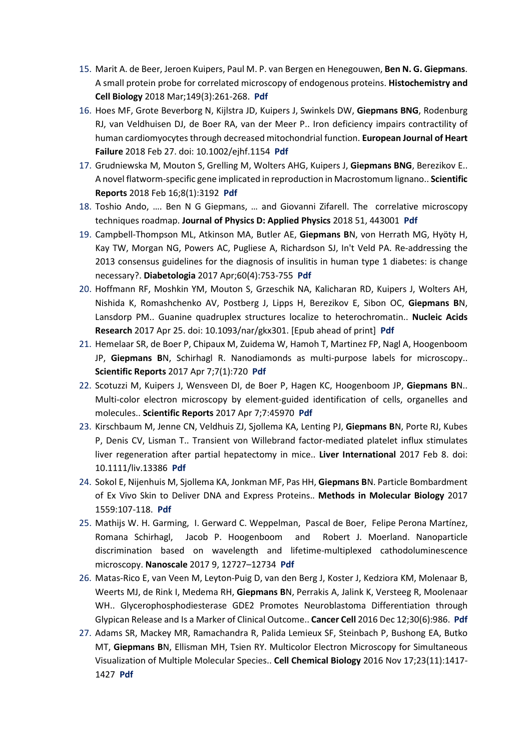15. Marit A. de Beer, Jeroen Kuipers, Paul M. P. van Bergen en Henegouwen, **Ben N. G. Giepmans**. A small protein probe for correlated microscopy of endogenous proteins. **Histochemistry and Cell Biology** 2018 Mar;149(3):261-268. **Pdf**
16. Hoes MF, Grote Beverborg N, Kijlstra JD, Kuipers J, Swinkels DW, **Giepmans BNG**, Rodenburg RJ, van Veldhuisen DJ, de Boer RA, van der Meer P.. Iron deficiency impairs contractility of human cardiomyocytes through decreased mitochondrial function. **European Journal of Heart Failure** 2018 Feb 27. doi: 10.1002/ejhf.1154 **Pdf**
17. Grudniewska M, Mouton S, Grelling M, Wolters AHG, Kuipers J, **Giepmans BNG**, Berezikov E.. A novel flatworm-specific gene implicated in reproduction in Macrostomum lignano.. **Scientific Reports** 2018 Feb 16;8(1):3192 **Pdf**
18. Toshio Ando, …. Ben N G Giepmans, … and Giovanni Zifarell. The correlative microscopy techniques roadmap. **Journal of Physics D: Applied Physics** 2018 51, 443001 **Pdf**
19. Campbell-Thompson ML, Atkinson MA, Butler AE, **Giepmans B**N, von Herrath MG, Hyöty H, Kay TW, Morgan NG, Powers AC, Pugliese A, Richardson SJ, In't Veld PA. Re-addressing the 2013 consensus guidelines for the diagnosis of insulitis in human type 1 diabetes: is change necessary?. **Diabetologia** 2017 Apr;60(4):753-755 **Pdf**
20. Hoffmann RF, Moshkin YM, Mouton S, Grzeschik NA, Kalicharan RD, Kuipers J, Wolters AH, Nishida K, Romashchenko AV, Postberg J, Lipps H, Berezikov E, Sibon OC, **Giepmans B**N, Lansdorp PM.. Guanine quadruplex structures localize to heterochromatin.. **Nucleic Acids Research** 2017 Apr 25. doi: 10.1093/nar/gkx301. [Epub ahead of print] **Pdf**
21. Hemelaar SR, de Boer P, Chipaux M, Zuidema W, Hamoh T, Martinez FP, Nagl A, Hoogenboom JP, **Giepmans B**N, Schirhagl R. Nanodiamonds as multi-purpose labels for microscopy.. **Scientific Reports** 2017 Apr 7;7(1):720 **Pdf**
22. Scotuzzi M, Kuipers J, Wensveen DI, de Boer P, Hagen KC, Hoogenboom JP, **Giepmans B**N.. Multi-color electron microscopy by element-guided identification of cells, organelles and molecules.. **Scientific Reports** 2017 Apr 7;7:45970 **Pdf**
23. Kirschbaum M, Jenne CN, Veldhuis ZJ, Sjollema KA, Lenting PJ, **Giepmans B**N, Porte RJ, Kubes P, Denis CV, Lisman T.. Transient von Willebrand factor-mediated platelet influx stimulates liver regeneration after partial hepatectomy in mice.. **Liver International** 2017 Feb 8. doi: 10.1111/liv.13386 **Pdf**
24. Sokol E, Nijenhuis M, Sjollema KA, Jonkman MF, Pas HH, **Giepmans B**N. Particle Bombardment of Ex Vivo Skin to Deliver DNA and Express Proteins.. **Methods in Molecular Biology** 2017 1559:107-118. **Pdf**
25. Mathijs W. H. Garming, I. Gerward C. Weppelman, Pascal de Boer, Felipe Perona Martínez, Romana Schirhagl, Jacob P. Hoogenboom and Robert J. Moerland. Nanoparticle discrimination based on wavelength and lifetime-multiplexed cathodoluminescence microscopy. **Nanoscale** 2017 9, 12727–12734 **Pdf**
26. Matas-Rico E, van Veen M, Leyton-Puig D, van den Berg J, Koster J, Kedziora KM, Molenaar B, Weerts MJ, de Rink I, Medema RH, **Giepmans B**N, Perrakis A, Jalink K, Versteeg R, Moolenaar WH.. Glycerophosphodiesterase GDE2 Promotes Neuroblastoma Differentiation through Glypican Release and Is a Marker of Clinical Outcome.. **Cancer Cell** 2016 Dec 12;30(6):986. **Pdf**
27. Adams SR, Mackey MR, Ramachandra R, Palida Lemieux SF, Steinbach P, Bushong EA, Butko MT, **Giepmans B**N, Ellisman MH, Tsien RY. Multicolor Electron Microscopy for Simultaneous Visualization of Multiple Molecular Species.. **Cell Chemical Biology** 2016 Nov 17;23(11):1417-1427 **Pdf**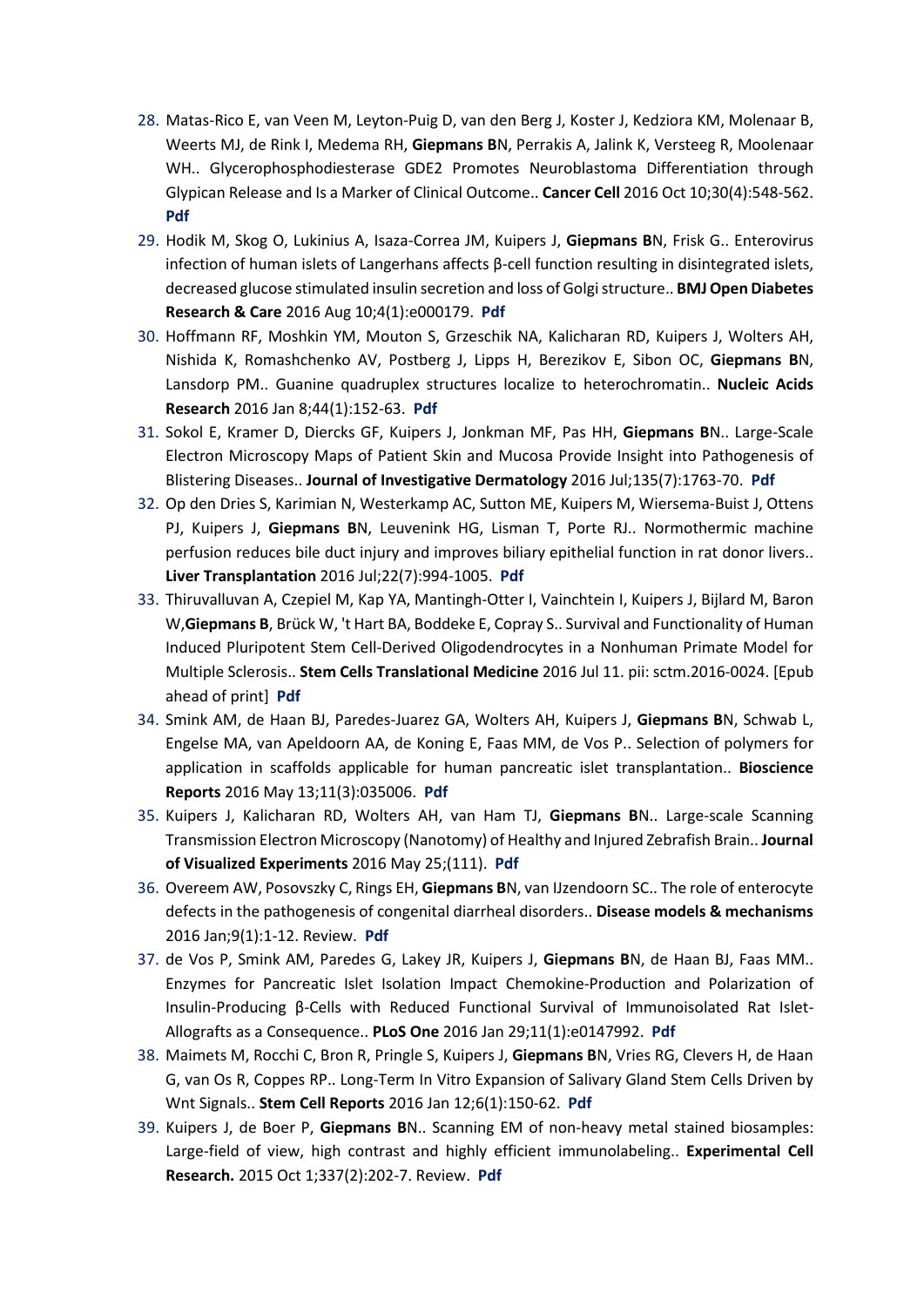28. Matas-Rico E, van Veen M, Leyton-Puig D, van den Berg J, Koster J, Kedziora KM, Molenaar B, Weerts MJ, de Rink I, Medema RH, **Giepmans B**N, Perrakis A, Jalink K, Versteeg R, Moolenaar WH.. Glycerophosphodiesterase GDE2 Promotes Neuroblastoma Differentiation through Glypican Release and Is a Marker of Clinical Outcome.. **Cancer Cell** 2016 Oct 10;30(4):548-562. **Pdf**
29. Hodik M, Skog O, Lukinius A, Isaza-Correa JM, Kuipers J, **Giepmans B**N, Frisk G.. Enterovirus infection of human islets of Langerhans affects β-cell function resulting in disintegrated islets, decreased glucose stimulated insulin secretion and loss of Golgi structure.. **BMJ Open Diabetes Research & Care** 2016 Aug 10;4(1):e000179. **Pdf**
30. Hoffmann RF, Moshkin YM, Mouton S, Grzeschik NA, Kalicharan RD, Kuipers J, Wolters AH, Nishida K, Romashchenko AV, Postberg J, Lipps H, Berezikov E, Sibon OC, **Giepmans B**N, Lansdorp PM.. Guanine quadruplex structures localize to heterochromatin.. **Nucleic Acids Research** 2016 Jan 8;44(1):152-63. **Pdf**
31. Sokol E, Kramer D, Diercks GF, Kuipers J, Jonkman MF, Pas HH, **Giepmans B**N.. Large-Scale Electron Microscopy Maps of Patient Skin and Mucosa Provide Insight into Pathogenesis of Blistering Diseases.. **Journal of Investigative Dermatology** 2016 Jul;135(7):1763-70. **Pdf**
32. Op den Dries S, Karimian N, Westerkamp AC, Sutton ME, Kuipers M, Wiersema-Buist J, Ottens PJ, Kuipers J, **Giepmans B**N, Leuvenink HG, Lisman T, Porte RJ.. Normothermic machine perfusion reduces bile duct injury and improves biliary epithelial function in rat donor livers.. **Liver Transplantation** 2016 Jul;22(7):994-1005. **Pdf**
33. Thiruvalluvan A, Czepiel M, Kap YA, Mantingh-Otter I, Vainchtein I, Kuipers J, Bijlard M, Baron W,**Giepmans B**, Brück W, 't Hart BA, Boddeke E, Copray S.. Survival and Functionality of Human Induced Pluripotent Stem Cell-Derived Oligodendrocytes in a Nonhuman Primate Model for Multiple Sclerosis.. **Stem Cells Translational Medicine** 2016 Jul 11. pii: sctm.2016-0024. [Epub ahead of print] **Pdf**
34. Smink AM, de Haan BJ, Paredes-Juarez GA, Wolters AH, Kuipers J, **Giepmans B**N, Schwab L, Engelse MA, van Apeldoorn AA, de Koning E, Faas MM, de Vos P.. Selection of polymers for application in scaffolds applicable for human pancreatic islet transplantation.. **Bioscience Reports** 2016 May 13;11(3):035006. **Pdf**
35. Kuipers J, Kalicharan RD, Wolters AH, van Ham TJ, **Giepmans B**N.. Large-scale Scanning Transmission Electron Microscopy (Nanotomy) of Healthy and Injured Zebrafish Brain.. **Journal of Visualized Experiments** 2016 May 25;(111). **Pdf**
36. Overeem AW, Posovszky C, Rings EH, **Giepmans B**N, van IJzendoorn SC.. The role of enterocyte defects in the pathogenesis of congenital diarrheal disorders.. **Disease models & mechanisms** 2016 Jan;9(1):1-12. Review. **Pdf**
37. de Vos P, Smink AM, Paredes G, Lakey JR, Kuipers J, **Giepmans B**N, de Haan BJ, Faas MM.. Enzymes for Pancreatic Islet Isolation Impact Chemokine-Production and Polarization of Insulin-Producing β-Cells with Reduced Functional Survival of Immunoisolated Rat Islet-Allografts as a Consequence.. **PLoS One** 2016 Jan 29;11(1):e0147992. **Pdf**
38. Maimets M, Rocchi C, Bron R, Pringle S, Kuipers J, **Giepmans B**N, Vries RG, Clevers H, de Haan G, van Os R, Coppes RP.. Long-Term In Vitro Expansion of Salivary Gland Stem Cells Driven by Wnt Signals.. **Stem Cell Reports** 2016 Jan 12;6(1):150-62. **Pdf**
39. Kuipers J, de Boer P, **Giepmans B**N.. Scanning EM of non-heavy metal stained biosamples: Large-field of view, high contrast and highly efficient immunolabeling.. **Experimental Cell Research.** 2015 Oct 1;337(2):202-7. Review. **Pdf**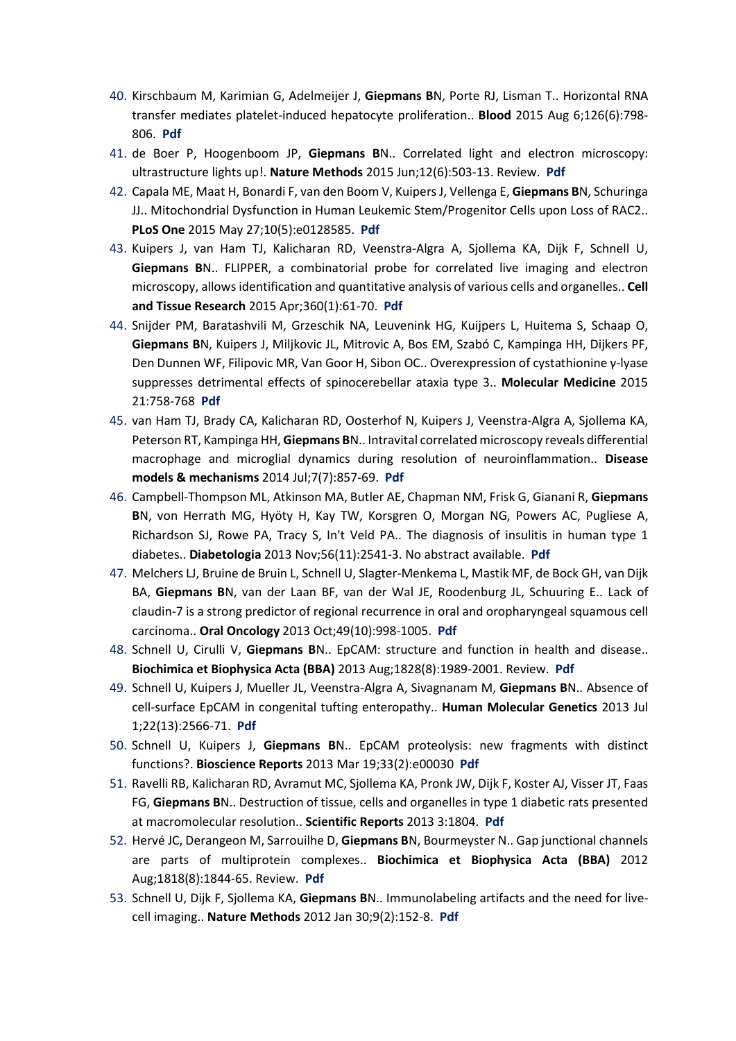40. Kirschbaum M, Karimian G, Adelmeijer J, **Giepmans B**N, Porte RJ, Lisman T.. Horizontal RNA transfer mediates platelet-induced hepatocyte proliferation.. **Blood** 2015 Aug 6;126(6):798-806. **Pdf**
41. de Boer P, Hoogenboom JP, **Giepmans B**N.. Correlated light and electron microscopy: ultrastructure lights up!. **Nature Methods** 2015 Jun;12(6):503-13. Review. **Pdf**
42. Capala ME, Maat H, Bonardi F, van den Boom V, Kuipers J, Vellenga E, **Giepmans B**N, Schuringa JJ.. Mitochondrial Dysfunction in Human Leukemic Stem/Progenitor Cells upon Loss of RAC2.. **PLoS One** 2015 May 27;10(5):e0128585. **Pdf**
43. Kuipers J, van Ham TJ, Kalicharan RD, Veenstra-Algra A, Sjollema KA, Dijk F, Schnell U, **Giepmans B**N.. FLIPPER, a combinatorial probe for correlated live imaging and electron microscopy, allows identification and quantitative analysis of various cells and organelles.. **Cell and Tissue Research** 2015 Apr;360(1):61-70. **Pdf**
44. Snijder PM, Baratashvili M, Grzeschik NA, Leuvenink HG, Kuijpers L, Huitema S, Schaap O, **Giepmans B**N, Kuipers J, Miljkovic JL, Mitrovic A, Bos EM, Szabó C, Kampinga HH, Dijkers PF, Den Dunnen WF, Filipovic MR, Van Goor H, Sibon OC.. Overexpression of cystathionine γ-lyase suppresses detrimental effects of spinocerebellar ataxia type 3.. **Molecular Medicine** 2015 21:758-768 **Pdf**
45. van Ham TJ, Brady CA, Kalicharan RD, Oosterhof N, Kuipers J, Veenstra-Algra A, Sjollema KA, Peterson RT, Kampinga HH, **Giepmans B**N.. Intravital correlated microscopy reveals differential macrophage and microglial dynamics during resolution of neuroinflammation.. **Disease models & mechanisms** 2014 Jul;7(7):857-69. **Pdf**
46. Campbell-Thompson ML, Atkinson MA, Butler AE, Chapman NM, Frisk G, Gianani R, **Giepmans B**N, von Herrath MG, Hyöty H, Kay TW, Korsgren O, Morgan NG, Powers AC, Pugliese A, Richardson SJ, Rowe PA, Tracy S, In't Veld PA.. The diagnosis of insulitis in human type 1 diabetes.. **Diabetologia** 2013 Nov;56(11):2541-3. No abstract available. **Pdf**
47. Melchers LJ, Bruine de Bruin L, Schnell U, Slagter-Menkema L, Mastik MF, de Bock GH, van Dijk BA, **Giepmans B**N, van der Laan BF, van der Wal JE, Roodenburg JL, Schuuring E.. Lack of claudin-7 is a strong predictor of regional recurrence in oral and oropharyngeal squamous cell carcinoma.. **Oral Oncology** 2013 Oct;49(10):998-1005. **Pdf**
48. Schnell U, Cirulli V, **Giepmans B**N.. EpCAM: structure and function in health and disease.. **Biochimica et Biophysica Acta (BBA)** 2013 Aug;1828(8):1989-2001. Review. **Pdf**
49. Schnell U, Kuipers J, Mueller JL, Veenstra-Algra A, Sivagnanam M, **Giepmans B**N.. Absence of cell-surface EpCAM in congenital tufting enteropathy.. **Human Molecular Genetics** 2013 Jul 1;22(13):2566-71. **Pdf**
50. Schnell U, Kuipers J, **Giepmans B**N.. EpCAM proteolysis: new fragments with distinct functions?. **Bioscience Reports** 2013 Mar 19;33(2):e00030 **Pdf**
51. Ravelli RB, Kalicharan RD, Avramut MC, Sjollema KA, Pronk JW, Dijk F, Koster AJ, Visser JT, Faas FG, **Giepmans B**N.. Destruction of tissue, cells and organelles in type 1 diabetic rats presented at macromolecular resolution.. **Scientific Reports** 2013 3:1804. **Pdf**
52. Hervé JC, Derangeon M, Sarrouilhe D, **Giepmans B**N, Bourmeyster N.. Gap junctional channels are parts of multiprotein complexes.. **Biochimica et Biophysica Acta (BBA)** 2012 Aug;1818(8):1844-65. Review. **Pdf**
53. Schnell U, Dijk F, Sjollema KA, **Giepmans B**N.. Immunolabeling artifacts and the need for live-cell imaging.. **Nature Methods** 2012 Jan 30;9(2):152-8. **Pdf**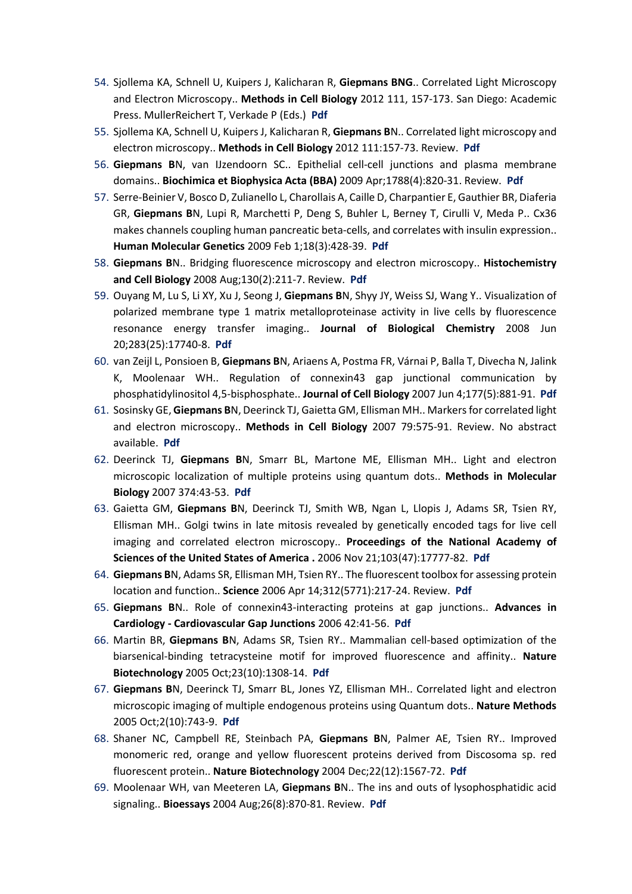54. Sjollema KA, Schnell U, Kuipers J, Kalicharan R, **Giepmans BNG**.. Correlated Light Microscopy and Electron Microscopy.. **Methods in Cell Biology** 2012 111, 157-173. San Diego: Academic Press. MullerReichert T, Verkade P (Eds.) **Pdf**
55. Sjollema KA, Schnell U, Kuipers J, Kalicharan R, **Giepmans B**N.. Correlated light microscopy and electron microscopy.. **Methods in Cell Biology** 2012 111:157-73. Review. **Pdf**
56. **Giepmans B**N, van IJzendoorn SC.. Epithelial cell-cell junctions and plasma membrane domains.. **Biochimica et Biophysica Acta (BBA)** 2009 Apr;1788(4):820-31. Review. **Pdf**
57. Serre-Beinier V, Bosco D, Zulianello L, Charollais A, Caille D, Charpantier E, Gauthier BR, Diaferia GR, **Giepmans B**N, Lupi R, Marchetti P, Deng S, Buhler L, Berney T, Cirulli V, Meda P.. Cx36 makes channels coupling human pancreatic beta-cells, and correlates with insulin expression.. **Human Molecular Genetics** 2009 Feb 1;18(3):428-39. **Pdf**
58. **Giepmans B**N.. Bridging fluorescence microscopy and electron microscopy.. **Histochemistry and Cell Biology** 2008 Aug;130(2):211-7. Review. **Pdf**
59. Ouyang M, Lu S, Li XY, Xu J, Seong J, **Giepmans B**N, Shyy JY, Weiss SJ, Wang Y.. Visualization of polarized membrane type 1 matrix metalloproteinase activity in live cells by fluorescence resonance energy transfer imaging.. **Journal of Biological Chemistry** 2008 Jun 20;283(25):17740-8. **Pdf**
60. van Zeijl L, Ponsioen B, **Giepmans B**N, Ariaens A, Postma FR, Várnai P, Balla T, Divecha N, Jalink K, Moolenaar WH.. Regulation of connexin43 gap junctional communication by phosphatidylinositol 4,5-bisphosphate.. **Journal of Cell Biology** 2007 Jun 4;177(5):881-91. **Pdf**
61. Sosinsky GE, **Giepmans B**N, Deerinck TJ, Gaietta GM, Ellisman MH.. Markers for correlated light and electron microscopy.. **Methods in Cell Biology** 2007 79:575-91. Review. No abstract available. **Pdf**
62. Deerinck TJ, **Giepmans B**N, Smarr BL, Martone ME, Ellisman MH.. Light and electron microscopic localization of multiple proteins using quantum dots.. **Methods in Molecular Biology** 2007 374:43-53. **Pdf**
63. Gaietta GM, **Giepmans B**N, Deerinck TJ, Smith WB, Ngan L, Llopis J, Adams SR, Tsien RY, Ellisman MH.. Golgi twins in late mitosis revealed by genetically encoded tags for live cell imaging and correlated electron microscopy.. **Proceedings of the National Academy of Sciences of the United States of America .** 2006 Nov 21;103(47):17777-82. **Pdf**
64. **Giepmans B**N, Adams SR, Ellisman MH, Tsien RY.. The fluorescent toolbox for assessing protein location and function.. **Science** 2006 Apr 14;312(5771):217-24. Review. **Pdf**
65. **Giepmans B**N.. Role of connexin43-interacting proteins at gap junctions.. **Advances in Cardiology - Cardiovascular Gap Junctions** 2006 42:41-56. **Pdf**
66. Martin BR, **Giepmans B**N, Adams SR, Tsien RY.. Mammalian cell-based optimization of the biarsenical-binding tetracysteine motif for improved fluorescence and affinity.. **Nature Biotechnology** 2005 Oct;23(10):1308-14. **Pdf**
67. **Giepmans B**N, Deerinck TJ, Smarr BL, Jones YZ, Ellisman MH.. Correlated light and electron microscopic imaging of multiple endogenous proteins using Quantum dots.. **Nature Methods** 2005 Oct;2(10):743-9. **Pdf**
68. Shaner NC, Campbell RE, Steinbach PA, **Giepmans B**N, Palmer AE, Tsien RY.. Improved monomeric red, orange and yellow fluorescent proteins derived from Discosoma sp. red fluorescent protein.. **Nature Biotechnology** 2004 Dec;22(12):1567-72. **Pdf**
69. Moolenaar WH, van Meeteren LA, **Giepmans B**N.. The ins and outs of lysophosphatidic acid signaling.. **Bioessays** 2004 Aug;26(8):870-81. Review. **Pdf**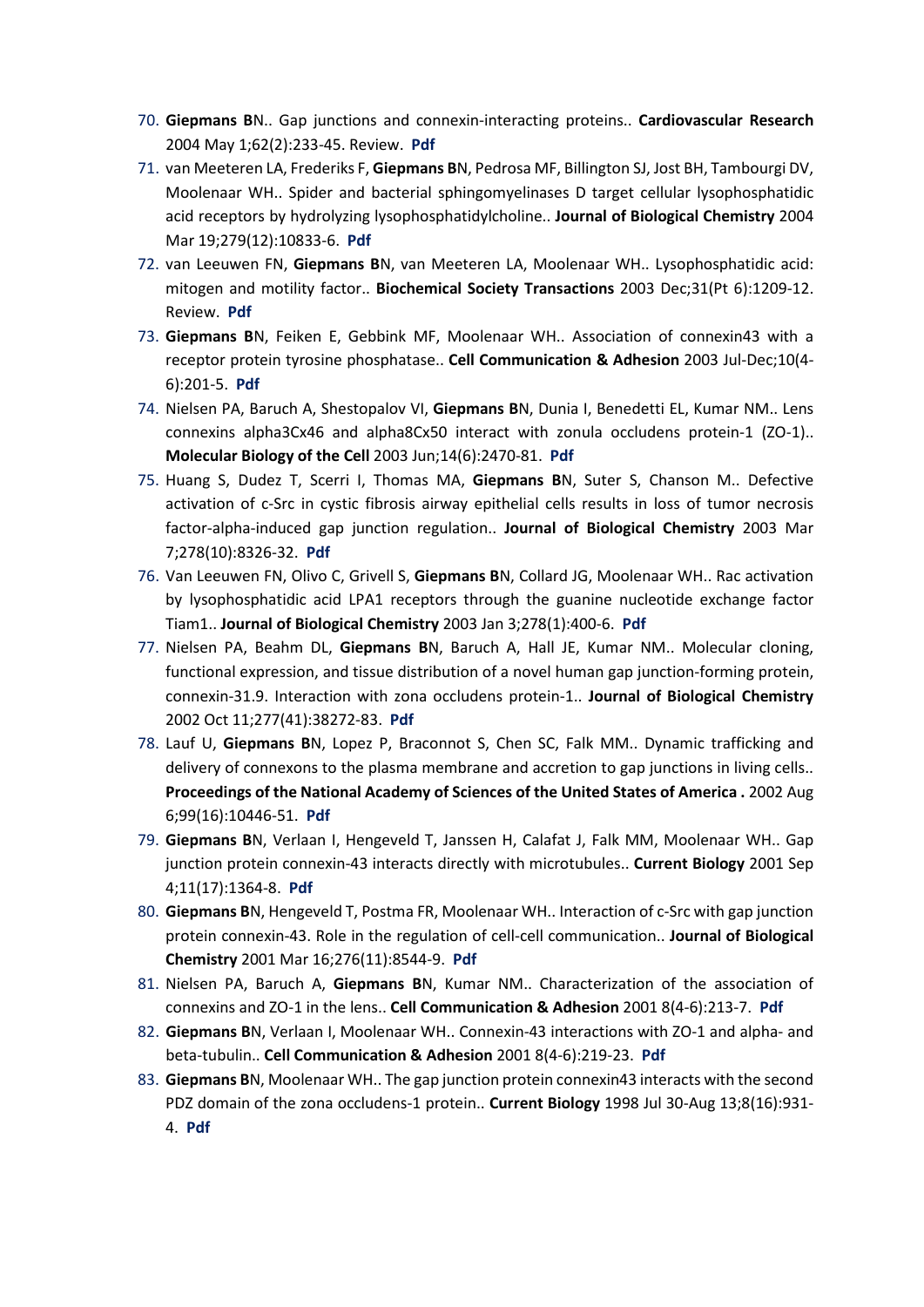70. **Giepmans B**N.. Gap junctions and connexin-interacting proteins.. **Cardiovascular Research** 2004 May 1;62(2):233-45. Review. **Pdf**
71. van Meeteren LA, Frederiks F, **Giepmans B**N, Pedrosa MF, Billington SJ, Jost BH, Tambourgi DV, Moolenaar WH.. Spider and bacterial sphingomyelinases D target cellular lysophosphatidic acid receptors by hydrolyzing lysophosphatidylcholine.. **Journal of Biological Chemistry** 2004 Mar 19;279(12):10833-6. **Pdf**
72. van Leeuwen FN, **Giepmans B**N, van Meeteren LA, Moolenaar WH.. Lysophosphatidic acid: mitogen and motility factor.. **Biochemical Society Transactions** 2003 Dec;31(Pt 6):1209-12. Review. **Pdf**
73. **Giepmans B**N, Feiken E, Gebbink MF, Moolenaar WH.. Association of connexin43 with a receptor protein tyrosine phosphatase.. **Cell Communication & Adhesion** 2003 Jul-Dec;10(4-6):201-5. **Pdf**
74. Nielsen PA, Baruch A, Shestopalov VI, **Giepmans B**N, Dunia I, Benedetti EL, Kumar NM.. Lens connexins alpha3Cx46 and alpha8Cx50 interact with zonula occludens protein-1 (ZO-1).. **Molecular Biology of the Cell** 2003 Jun;14(6):2470-81. **Pdf**
75. Huang S, Dudez T, Scerri I, Thomas MA, **Giepmans B**N, Suter S, Chanson M.. Defective activation of c-Src in cystic fibrosis airway epithelial cells results in loss of tumor necrosis factor-alpha-induced gap junction regulation.. **Journal of Biological Chemistry** 2003 Mar 7;278(10):8326-32. **Pdf**
76. Van Leeuwen FN, Olivo C, Grivell S, **Giepmans B**N, Collard JG, Moolenaar WH.. Rac activation by lysophosphatidic acid LPA1 receptors through the guanine nucleotide exchange factor Tiam1.. **Journal of Biological Chemistry** 2003 Jan 3;278(1):400-6. **Pdf**
77. Nielsen PA, Beahm DL, **Giepmans B**N, Baruch A, Hall JE, Kumar NM.. Molecular cloning, functional expression, and tissue distribution of a novel human gap junction-forming protein, connexin-31.9. Interaction with zona occludens protein-1.. **Journal of Biological Chemistry** 2002 Oct 11;277(41):38272-83. **Pdf**
78. Lauf U, **Giepmans B**N, Lopez P, Braconnot S, Chen SC, Falk MM.. Dynamic trafficking and delivery of connexons to the plasma membrane and accretion to gap junctions in living cells.. **Proceedings of the National Academy of Sciences of the United States of America .** 2002 Aug 6;99(16):10446-51. **Pdf**
79. **Giepmans B**N, Verlaan I, Hengeveld T, Janssen H, Calafat J, Falk MM, Moolenaar WH.. Gap junction protein connexin-43 interacts directly with microtubules.. **Current Biology** 2001 Sep 4;11(17):1364-8. **Pdf**
80. **Giepmans B**N, Hengeveld T, Postma FR, Moolenaar WH.. Interaction of c-Src with gap junction protein connexin-43. Role in the regulation of cell-cell communication.. **Journal of Biological Chemistry** 2001 Mar 16;276(11):8544-9. **Pdf**
81. Nielsen PA, Baruch A, **Giepmans B**N, Kumar NM.. Characterization of the association of connexins and ZO-1 in the lens.. **Cell Communication & Adhesion** 2001 8(4-6):213-7. **Pdf**
82. **Giepmans B**N, Verlaan I, Moolenaar WH.. Connexin-43 interactions with ZO-1 and alpha- and beta-tubulin.. **Cell Communication & Adhesion** 2001 8(4-6):219-23. **Pdf**
83. **Giepmans B**N, Moolenaar WH.. The gap junction protein connexin43 interacts with the second PDZ domain of the zona occludens-1 protein.. **Current Biology** 1998 Jul 30-Aug 13;8(16):931-4. **Pdf**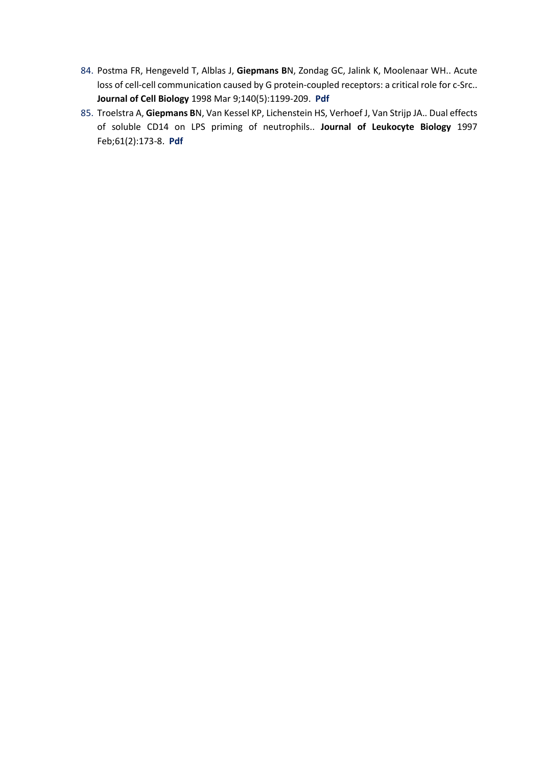84. Postma FR, Hengeveld T, Alblas J, **Giepmans B**N, Zondag GC, Jalink K, Moolenaar WH.. Acute loss of cell-cell communication caused by G protein-coupled receptors: a critical role for c-Src.. **Journal of Cell Biology** 1998 Mar 9;140(5):1199-209. **Pdf**
85. Troelstra A, **Giepmans B**N, Van Kessel KP, Lichenstein HS, Verhoef J, Van Strijp JA.. Dual effects of soluble CD14 on LPS priming of neutrophils.. **Journal of Leukocyte Biology** 1997 Feb;61(2):173-8. **Pdf**